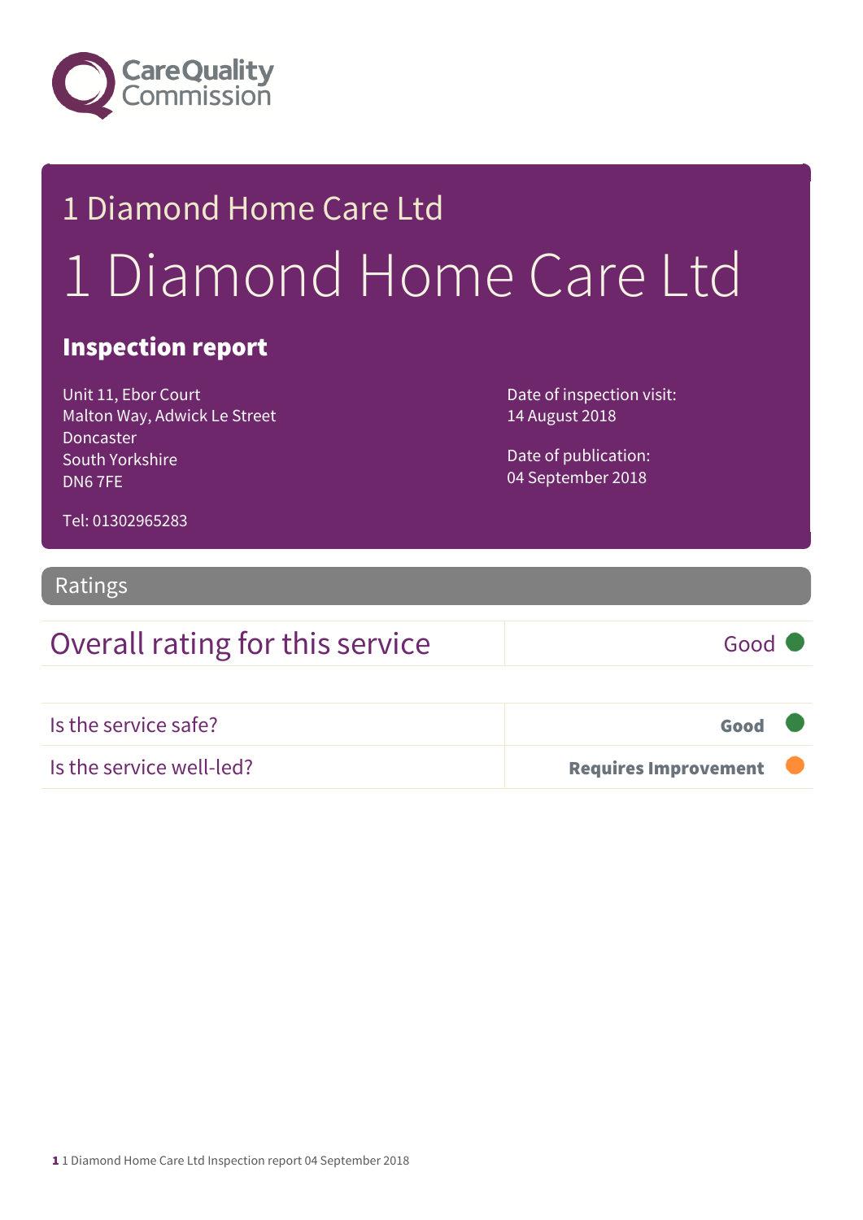# 1 Diamond Home Care Ltd

# 1 Diamond Home Care Ltd

## Inspection report

Unit 11, Ebor Court
Malton Way, Adwick Le Street
Doncaster
South Yorkshire
DN6 7FE

Tel: 01302965283

Date of inspection visit:
14 August 2018

Date of publication:
04 September 2018

## Ratings

| Overall rating for this service | Good |
|---|---|

| | |
|---|---|
| Is the service safe? | **Good** |
| Is the service well-led? | **Requires Improvement** |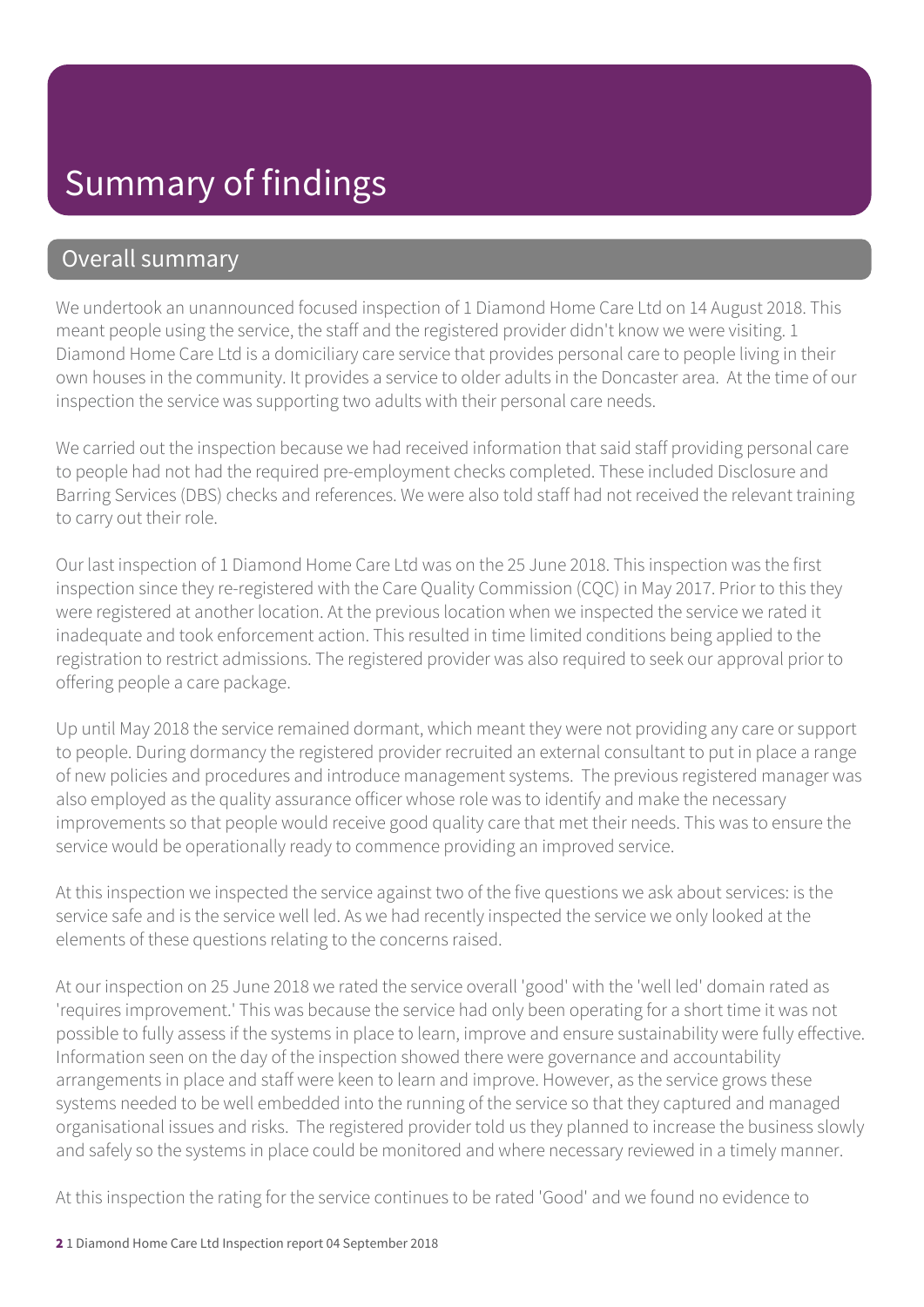# Summary of findings

## Overall summary

We undertook an unannounced focused inspection of 1 Diamond Home Care Ltd on 14 August 2018. This meant people using the service, the staff and the registered provider didn't know we were visiting. 1 Diamond Home Care Ltd is a domiciliary care service that provides personal care to people living in their own houses in the community. It provides a service to older adults in the Doncaster area. At the time of our inspection the service was supporting two adults with their personal care needs.

We carried out the inspection because we had received information that said staff providing personal care to people had not had the required pre-employment checks completed. These included Disclosure and Barring Services (DBS) checks and references. We were also told staff had not received the relevant training to carry out their role.

Our last inspection of 1 Diamond Home Care Ltd was on the 25 June 2018. This inspection was the first inspection since they re-registered with the Care Quality Commission (CQC) in May 2017. Prior to this they were registered at another location. At the previous location when we inspected the service we rated it inadequate and took enforcement action. This resulted in time limited conditions being applied to the registration to restrict admissions. The registered provider was also required to seek our approval prior to offering people a care package.

Up until May 2018 the service remained dormant, which meant they were not providing any care or support to people. During dormancy the registered provider recruited an external consultant to put in place a range of new policies and procedures and introduce management systems. The previous registered manager was also employed as the quality assurance officer whose role was to identify and make the necessary improvements so that people would receive good quality care that met their needs. This was to ensure the service would be operationally ready to commence providing an improved service.

At this inspection we inspected the service against two of the five questions we ask about services: is the service safe and is the service well led. As we had recently inspected the service we only looked at the elements of these questions relating to the concerns raised.

At our inspection on 25 June 2018 we rated the service overall 'good' with the 'well led' domain rated as 'requires improvement.' This was because the service had only been operating for a short time it was not possible to fully assess if the systems in place to learn, improve and ensure sustainability were fully effective. Information seen on the day of the inspection showed there were governance and accountability arrangements in place and staff were keen to learn and improve. However, as the service grows these systems needed to be well embedded into the running of the service so that they captured and managed organisational issues and risks. The registered provider told us they planned to increase the business slowly and safely so the systems in place could be monitored and where necessary reviewed in a timely manner.

At this inspection the rating for the service continues to be rated 'Good' and we found no evidence to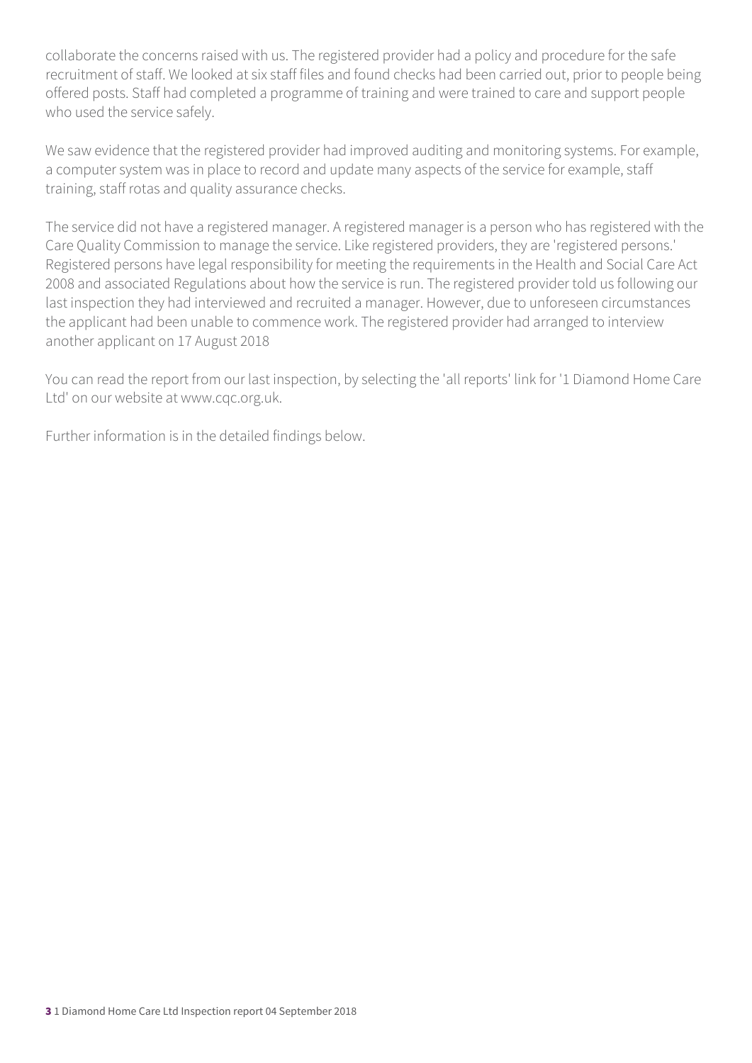collaborate the concerns raised with us. The registered provider had a policy and procedure for the safe recruitment of staff. We looked at six staff files and found checks had been carried out, prior to people being offered posts. Staff had completed a programme of training and were trained to care and support people who used the service safely.

We saw evidence that the registered provider had improved auditing and monitoring systems. For example, a computer system was in place to record and update many aspects of the service for example, staff training, staff rotas and quality assurance checks.

The service did not have a registered manager. A registered manager is a person who has registered with the Care Quality Commission to manage the service. Like registered providers, they are 'registered persons.' Registered persons have legal responsibility for meeting the requirements in the Health and Social Care Act 2008 and associated Regulations about how the service is run. The registered provider told us following our last inspection they had interviewed and recruited a manager. However, due to unforeseen circumstances the applicant had been unable to commence work. The registered provider had arranged to interview another applicant on 17 August 2018

You can read the report from our last inspection, by selecting the 'all reports' link for '1 Diamond Home Care Ltd' on our website at www.cqc.org.uk.

Further information is in the detailed findings below.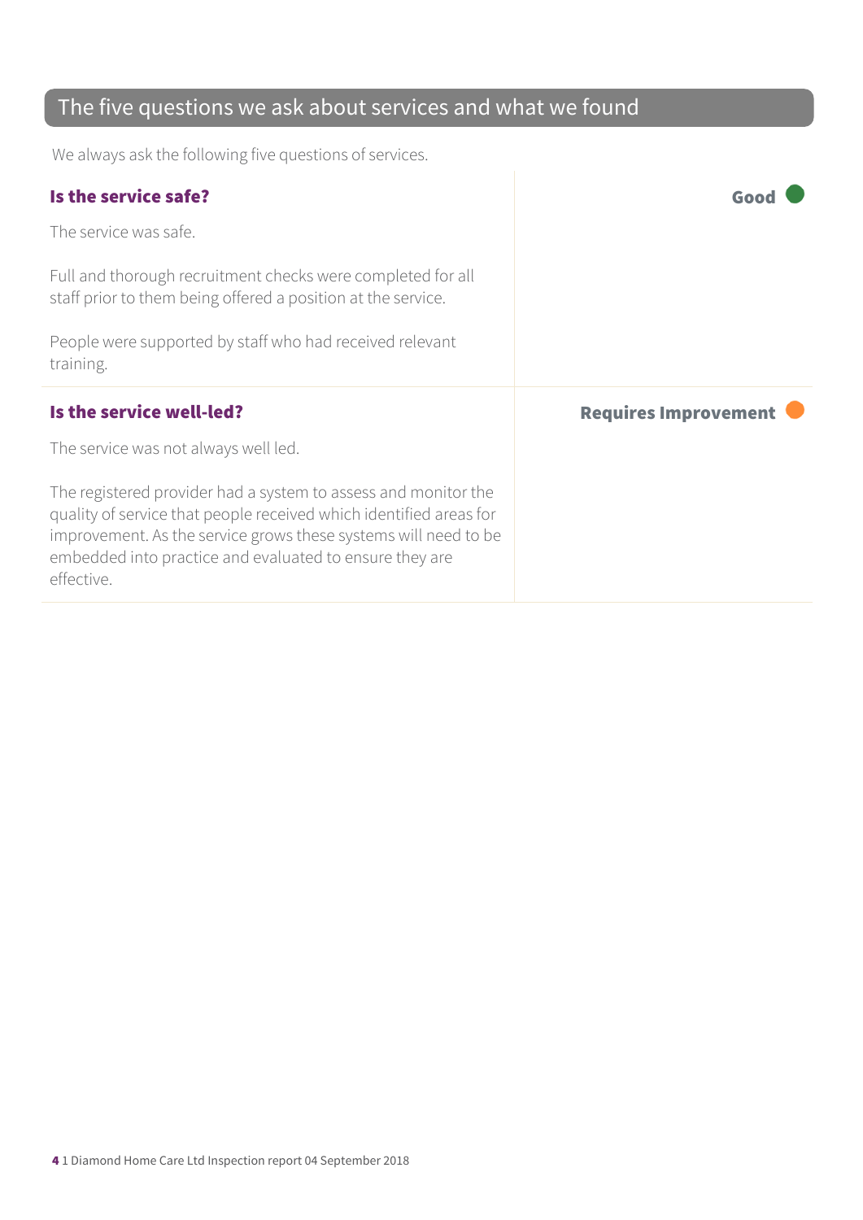## The five questions we ask about services and what we found

We always ask the following five questions of services.

### Is the service safe?

**Good**

The service was safe.

Full and thorough recruitment checks were completed for all staff prior to them being offered a position at the service.

People were supported by staff who had received relevant training.

### Is the service well-led?

**Requires Improvement**

The service was not always well led.

The registered provider had a system to assess and monitor the quality of service that people received which identified areas for improvement. As the service grows these systems will need to be embedded into practice and evaluated to ensure they are effective.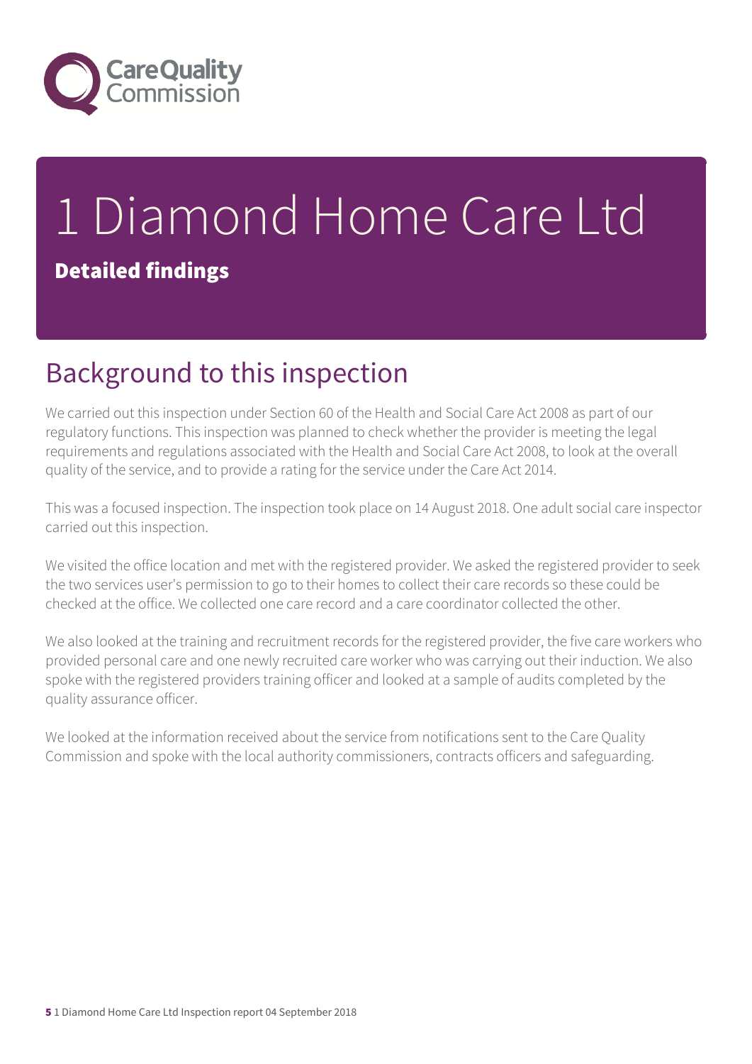# 1 Diamond Home Care Ltd

**Detailed findings**

## Background to this inspection

We carried out this inspection under Section 60 of the Health and Social Care Act 2008 as part of our regulatory functions. This inspection was planned to check whether the provider is meeting the legal requirements and regulations associated with the Health and Social Care Act 2008, to look at the overall quality of the service, and to provide a rating for the service under the Care Act 2014.

This was a focused inspection. The inspection took place on 14 August 2018. One adult social care inspector carried out this inspection.

We visited the office location and met with the registered provider. We asked the registered provider to seek the two services user's permission to go to their homes to collect their care records so these could be checked at the office. We collected one care record and a care coordinator collected the other.

We also looked at the training and recruitment records for the registered provider, the five care workers who provided personal care and one newly recruited care worker who was carrying out their induction. We also spoke with the registered providers training officer and looked at a sample of audits completed by the quality assurance officer.

We looked at the information received about the service from notifications sent to the Care Quality Commission and spoke with the local authority commissioners, contracts officers and safeguarding.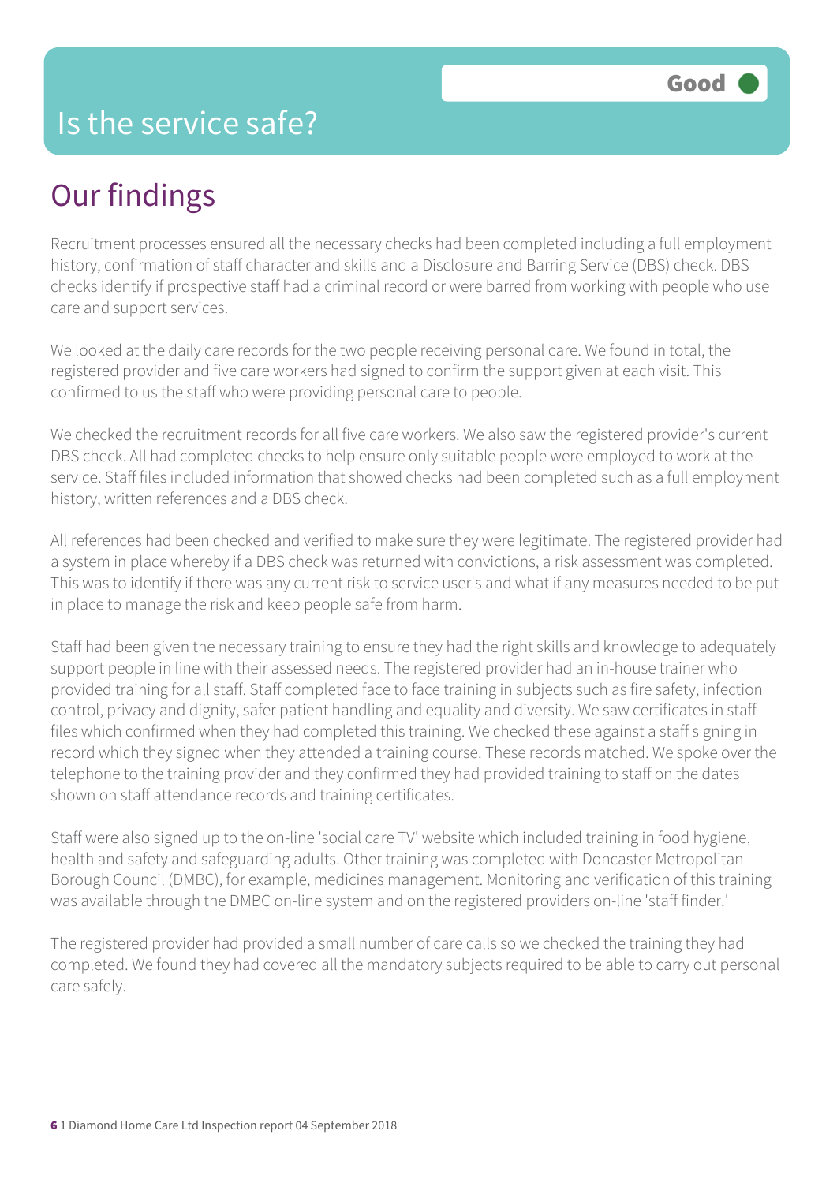# Is the service safe?

Good

## Our findings

Recruitment processes ensured all the necessary checks had been completed including a full employment history, confirmation of staff character and skills and a Disclosure and Barring Service (DBS) check. DBS checks identify if prospective staff had a criminal record or were barred from working with people who use care and support services.

We looked at the daily care records for the two people receiving personal care. We found in total, the registered provider and five care workers had signed to confirm the support given at each visit. This confirmed to us the staff who were providing personal care to people.

We checked the recruitment records for all five care workers. We also saw the registered provider's current DBS check. All had completed checks to help ensure only suitable people were employed to work at the service. Staff files included information that showed checks had been completed such as a full employment history, written references and a DBS check.

All references had been checked and verified to make sure they were legitimate. The registered provider had a system in place whereby if a DBS check was returned with convictions, a risk assessment was completed. This was to identify if there was any current risk to service user's and what if any measures needed to be put in place to manage the risk and keep people safe from harm.

Staff had been given the necessary training to ensure they had the right skills and knowledge to adequately support people in line with their assessed needs. The registered provider had an in-house trainer who provided training for all staff. Staff completed face to face training in subjects such as fire safety, infection control, privacy and dignity, safer patient handling and equality and diversity. We saw certificates in staff files which confirmed when they had completed this training. We checked these against a staff signing in record which they signed when they attended a training course. These records matched. We spoke over the telephone to the training provider and they confirmed they had provided training to staff on the dates shown on staff attendance records and training certificates.

Staff were also signed up to the on-line 'social care TV' website which included training in food hygiene, health and safety and safeguarding adults. Other training was completed with Doncaster Metropolitan Borough Council (DMBC), for example, medicines management. Monitoring and verification of this training was available through the DMBC on-line system and on the registered providers on-line 'staff finder.'

The registered provider had provided a small number of care calls so we checked the training they had completed. We found they had covered all the mandatory subjects required to be able to carry out personal care safely.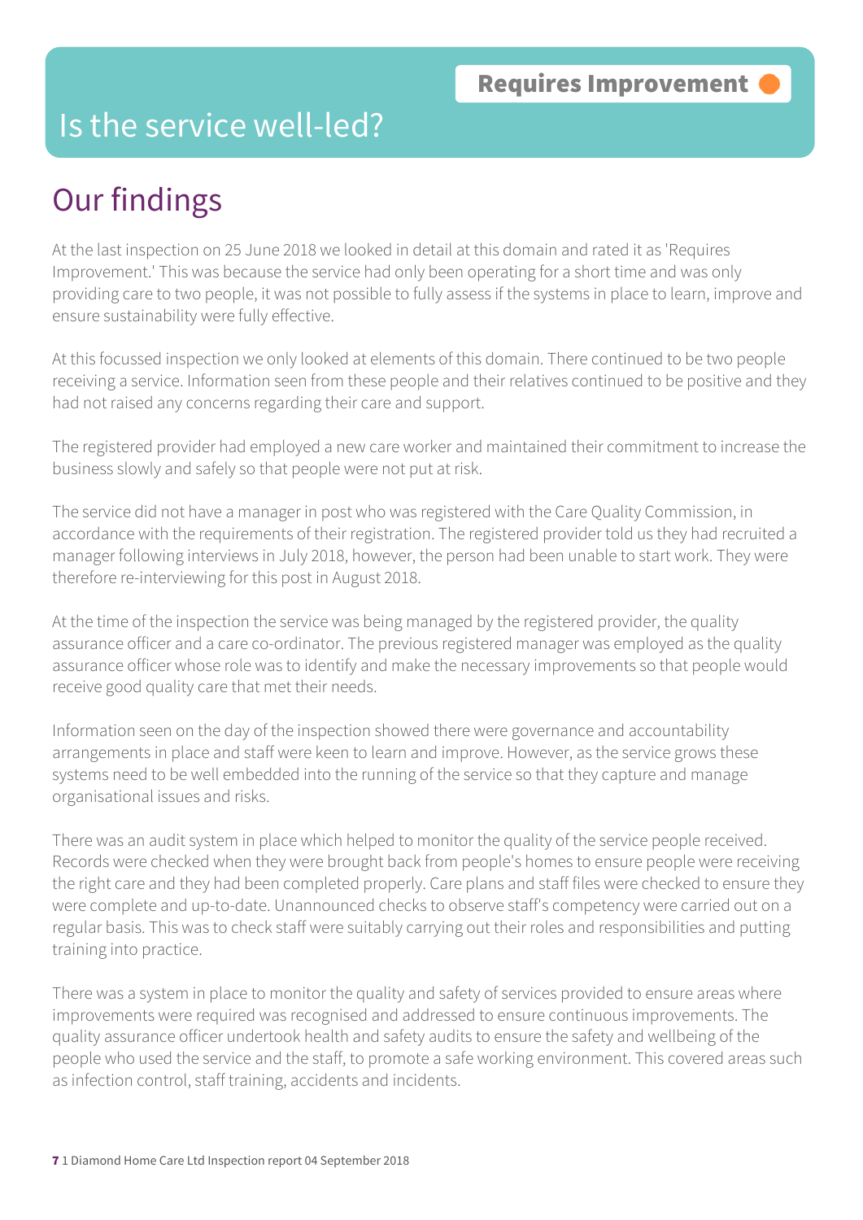# Is the service well-led?

**Requires Improvement**

## Our findings

At the last inspection on 25 June 2018 we looked in detail at this domain and rated it as 'Requires Improvement.' This was because the service had only been operating for a short time and was only providing care to two people, it was not possible to fully assess if the systems in place to learn, improve and ensure sustainability were fully effective.

At this focussed inspection we only looked at elements of this domain. There continued to be two people receiving a service. Information seen from these people and their relatives continued to be positive and they had not raised any concerns regarding their care and support.

The registered provider had employed a new care worker and maintained their commitment to increase the business slowly and safely so that people were not put at risk.

The service did not have a manager in post who was registered with the Care Quality Commission, in accordance with the requirements of their registration. The registered provider told us they had recruited a manager following interviews in July 2018, however, the person had been unable to start work. They were therefore re-interviewing for this post in August 2018.

At the time of the inspection the service was being managed by the registered provider, the quality assurance officer and a care co-ordinator. The previous registered manager was employed as the quality assurance officer whose role was to identify and make the necessary improvements so that people would receive good quality care that met their needs.

Information seen on the day of the inspection showed there were governance and accountability arrangements in place and staff were keen to learn and improve. However, as the service grows these systems need to be well embedded into the running of the service so that they capture and manage organisational issues and risks.

There was an audit system in place which helped to monitor the quality of the service people received. Records were checked when they were brought back from people's homes to ensure people were receiving the right care and they had been completed properly. Care plans and staff files were checked to ensure they were complete and up-to-date. Unannounced checks to observe staff's competency were carried out on a regular basis. This was to check staff were suitably carrying out their roles and responsibilities and putting training into practice.

There was a system in place to monitor the quality and safety of services provided to ensure areas where improvements were required was recognised and addressed to ensure continuous improvements. The quality assurance officer undertook health and safety audits to ensure the safety and wellbeing of the people who used the service and the staff, to promote a safe working environment. This covered areas such as infection control, staff training, accidents and incidents.